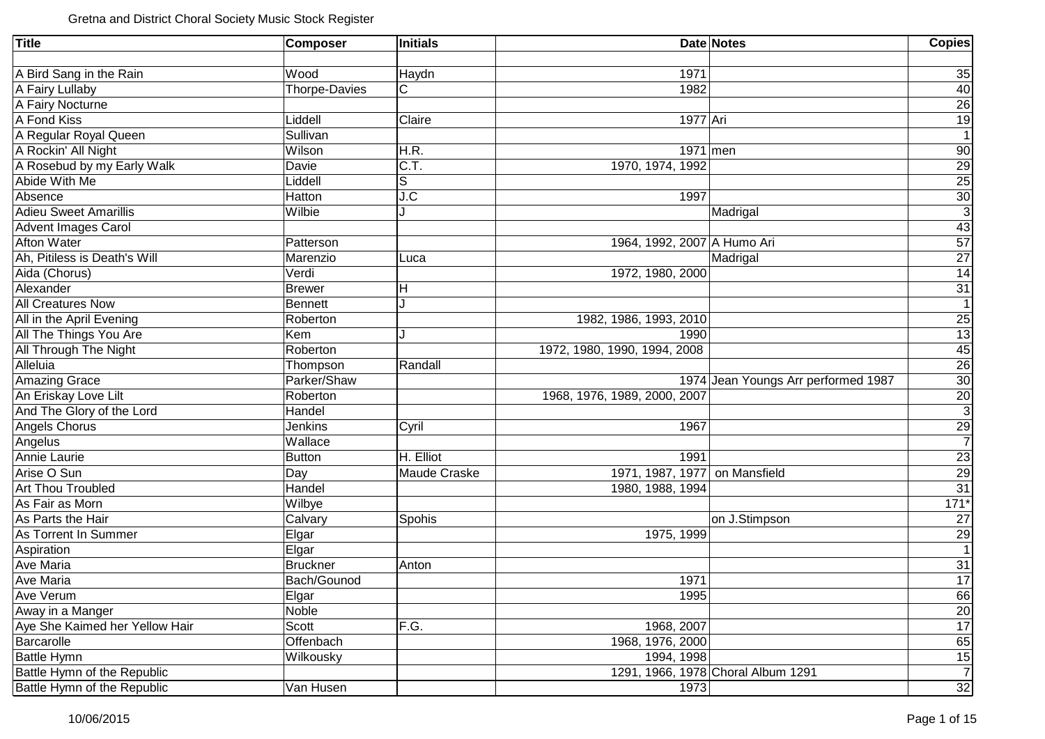Gretna and District Choral Society Music Stock Register

| Title | Composer | Initials | Date | Notes | Copies |
|---|---|---|---|---|---|
| | | | | | |
| A Bird Sang in the Rain | Wood | Haydn | 1971 | | 35 |
| A Fairy Lullaby | Thorpe-Davies | C | 1982 | | 40 |
| A Fairy Nocturne | | | | | 26 |
| A Fond Kiss | Liddell | Claire | 1977 | Ari | 19 |
| A Regular Royal Queen | Sullivan | | | | 1 |
| A Rockin' All Night | Wilson | H.R. | 1971 | men | 90 |
| A Rosebud by my Early Walk | Davie | C.T. | 1970, 1974, 1992 | | 29 |
| Abide With Me | Liddell | S | | | 25 |
| Absence | Hatton | J.C | 1997 | | 30 |
| Adieu Sweet Amarillis | Wilbie | J | | Madrigal | 3 |
| Advent Images Carol | | | | | 43 |
| Afton Water | Patterson | | 1964, 1992, 2007 | A Humo Ari | 57 |
| Ah, Pitiless is Death's Will | Marenzio | Luca | | Madrigal | 27 |
| Aida (Chorus) | Verdi | | 1972, 1980, 2000 | | 14 |
| Alexander | Brewer | H | | | 31 |
| All Creatures Now | Bennett | J | | | 1 |
| All in the April Evening | Roberton | | 1982, 1986, 1993, 2010 | | 25 |
| All The Things You Are | Kem | J | 1990 | | 13 |
| All Through The Night | Roberton | | 1972, 1980, 1990, 1994, 2008 | | 45 |
| Alleluia | Thompson | Randall | | | 26 |
| Amazing Grace | Parker/Shaw | | 1974 | Jean Youngs Arr performed 1987 | 30 |
| An Eriskay Love Lilt | Roberton | | 1968, 1976, 1989, 2000, 2007 | | 20 |
| And The Glory of the Lord | Handel | | | | 3 |
| Angels Chorus | Jenkins | Cyril | 1967 | | 29 |
| Angelus | Wallace | | | | 7 |
| Annie Laurie | Button | H. Elliot | 1991 | | 23 |
| Arise O Sun | Day | Maude Craske | 1971, 1987, 1977 | on Mansfield | 29 |
| Art Thou Troubled | Handel | | 1980, 1988, 1994 | | 31 |
| As Fair as Morn | Wilbye | | | | 171* |
| As Parts the Hair | Calvary | Spohis | | on J.Stimpson | 27 |
| As Torrent In Summer | Elgar | | 1975, 1999 | | 29 |
| Aspiration | Elgar | | | | 1 |
| Ave Maria | Bruckner | Anton | | | 31 |
| Ave Maria | Bach/Gounod | | 1971 | | 17 |
| Ave Verum | Elgar | | 1995 | | 66 |
| Away in a Manger | Noble | | | | 20 |
| Aye She Kaimed her Yellow Hair | Scott | F.G. | 1968, 2007 | | 17 |
| Barcarolle | Offenbach | | 1968, 1976, 2000 | | 65 |
| Battle Hymn | Wilkousky | | 1994, 1998 | | 15 |
| Battle Hymn of the Republic | | | 1291, 1966, 1978 | Choral Album 1291 | 7 |
| Battle Hymn of the Republic | Van Husen | | 1973 | | 32 |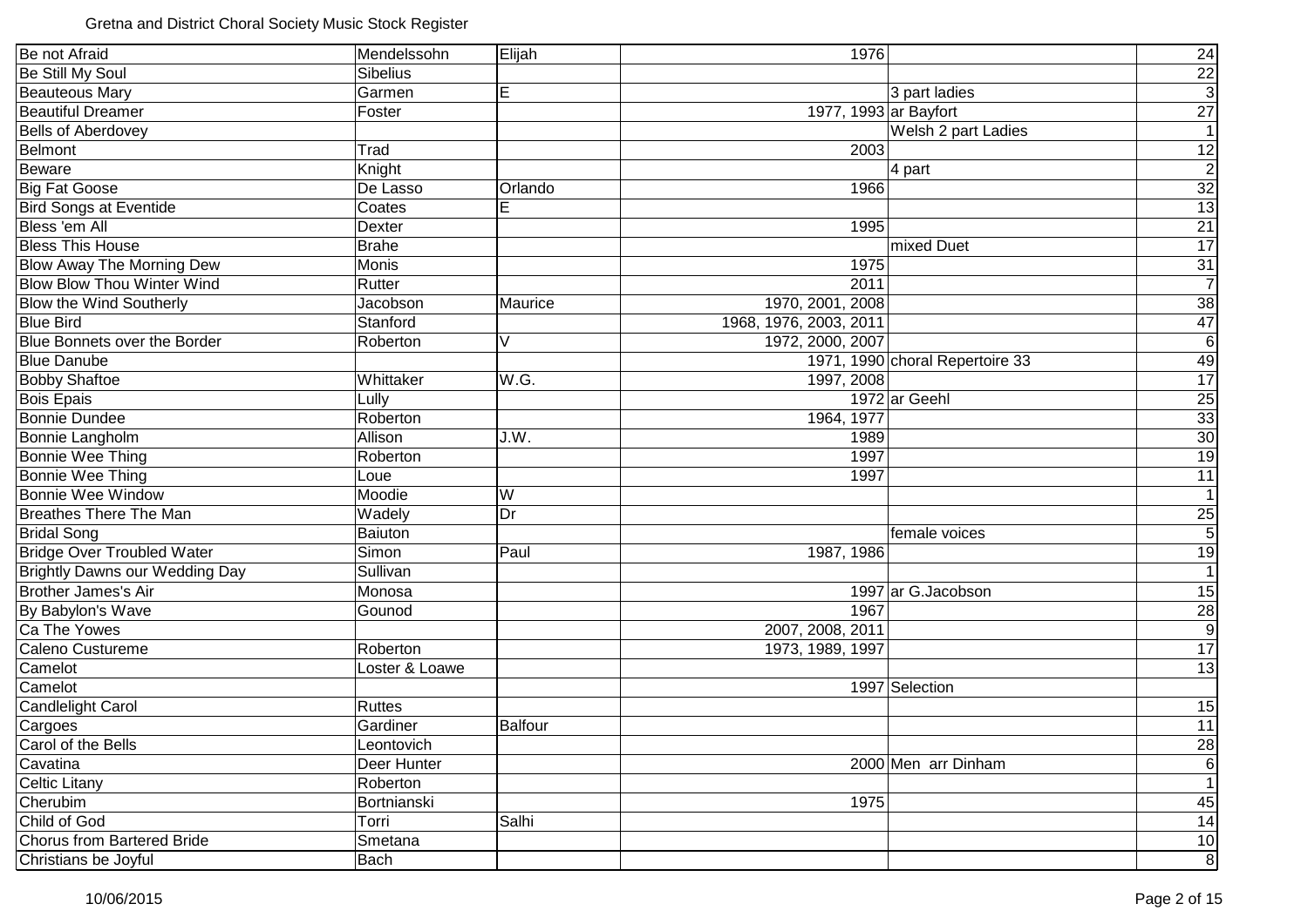Gretna and District Choral Society Music Stock Register

| | | | | | |
|---|---|---|---|---|---|
| Be not Afraid | Mendelssohn | Elijah | 1976 | | 24 |
| Be Still My Soul | Sibelius | | | | 22 |
| Beauteous Mary | Garmen | E | | 3 part ladies | 3 |
| Beautiful Dreamer | Foster | | 1977, 1993 | ar Bayfort | 27 |
| Bells of Aberdovey | | | | Welsh 2 part Ladies | 1 |
| Belmont | Trad | | 2003 | | 12 |
| Beware | Knight | | | 4 part | 2 |
| Big Fat Goose | De Lasso | Orlando | 1966 | | 32 |
| Bird Songs at Eventide | Coates | E | | | 13 |
| Bless 'em All | Dexter | | 1995 | | 21 |
| Bless This House | Brahe | | | mixed Duet | 17 |
| Blow Away The Morning Dew | Monis | | 1975 | | 31 |
| Blow Blow Thou Winter Wind | Rutter | | 2011 | | 7 |
| Blow the Wind Southerly | Jacobson | Maurice | 1970, 2001, 2008 | | 38 |
| Blue Bird | Stanford | | 1968, 1976, 2003, 2011 | | 47 |
| Blue Bonnets over the Border | Roberton | V | 1972, 2000, 2007 | | 6 |
| Blue Danube | | | 1971, 1990 | choral Repertoire 33 | 49 |
| Bobby Shaftoe | Whittaker | W.G. | 1997, 2008 | | 17 |
| Bois Epais | Lully | | 1972 | ar Geehl | 25 |
| Bonnie Dundee | Roberton | | 1964, 1977 | | 33 |
| Bonnie Langholm | Allison | J.W. | 1989 | | 30 |
| Bonnie Wee Thing | Roberton | | 1997 | | 19 |
| Bonnie Wee Thing | Loue | | 1997 | | 11 |
| Bonnie Wee Window | Moodie | W | | | 1 |
| Breathes There The Man | Wadely | Dr | | | 25 |
| Bridal Song | Baiuton | | | female voices | 5 |
| Bridge Over Troubled Water | Simon | Paul | 1987, 1986 | | 19 |
| Brightly Dawns our Wedding Day | Sullivan | | | | 1 |
| Brother James's Air | Monosa | | 1997 | ar G.Jacobson | 15 |
| By Babylon's Wave | Gounod | | 1967 | | 28 |
| Ca The Yowes | | | 2007, 2008, 2011 | | 9 |
| Caleno Custureme | Roberton | | 1973, 1989, 1997 | | 17 |
| Camelot | Loster & Loawe | | | | 13 |
| Camelot | | | 1997 | Selection | |
| Candlelight Carol | Ruttes | | | | 15 |
| Cargoes | Gardiner | Balfour | | | 11 |
| Carol of the Bells | Leontovich | | | | 28 |
| Cavatina | Deer Hunter | | 2000 | Men arr Dinham | 6 |
| Celtic Litany | Roberton | | | | 1 |
| Cherubim | Bortnianski | | 1975 | | 45 |
| Child of God | Torri | Salhi | | | 14 |
| Chorus from Bartered Bride | Smetana | | | | 10 |
| Christians be Joyful | Bach | | | | 8 |

10/06/2015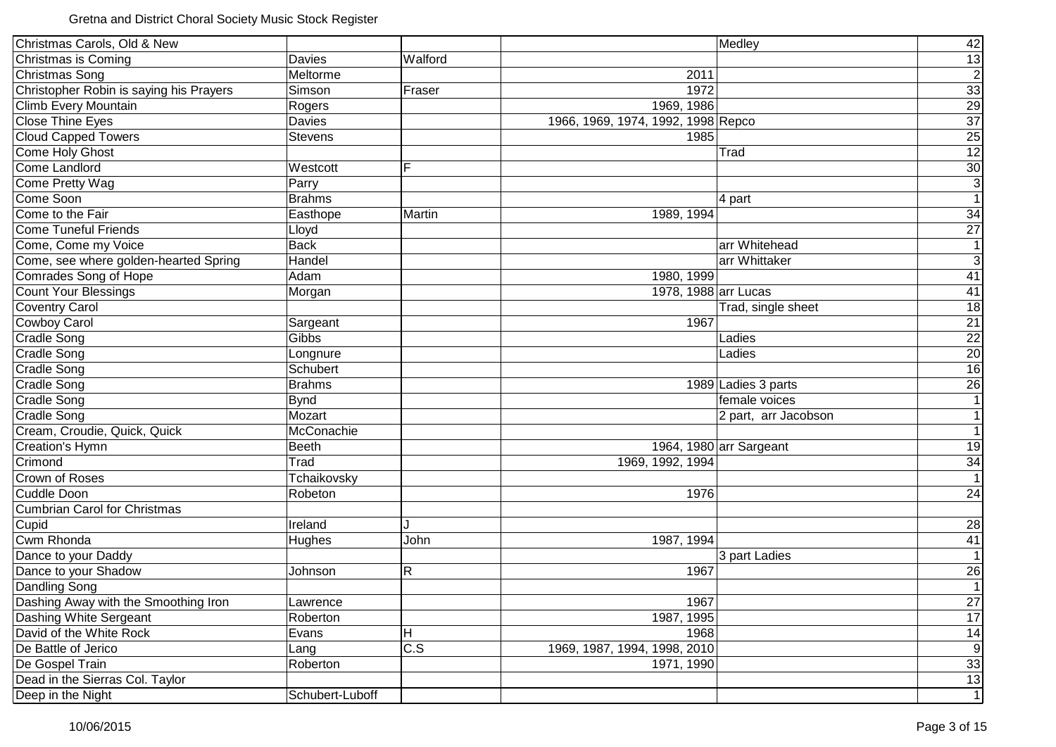Gretna and District Choral Society Music Stock Register

| | | | | | |
|---|---|---|---|---|---|
| Christmas Carols, Old & New | | | | Medley | 42 |
| Christmas is Coming | Davies | Walford | | | 13 |
| Christmas Song | Meltorme | | 2011 | | 2 |
| Christopher Robin is saying his Prayers | Simson | Fraser | 1972 | | 33 |
| Climb Every Mountain | Rogers | | 1969, 1986 | | 29 |
| Close Thine Eyes | Davies | | 1966, 1969, 1974, 1992, 1998 | Repco | 37 |
| Cloud Capped Towers | Stevens | | 1985 | | 25 |
| Come Holy Ghost | | | | Trad | 12 |
| Come Landlord | Westcott | F | | | 30 |
| Come Pretty Wag | Parry | | | | 3 |
| Come Soon | Brahms | | | 4 part | 1 |
| Come to the Fair | Easthope | Martin | 1989, 1994 | | 34 |
| Come Tuneful Friends | Lloyd | | | | 27 |
| Come, Come my Voice | Back | | | arr Whitehead | 1 |
| Come, see where golden-hearted Spring | Handel | | | arr Whittaker | 3 |
| Comrades Song of Hope | Adam | | 1980, 1999 | | 41 |
| Count Your Blessings | Morgan | | 1978, 1988 | arr Lucas | 41 |
| Coventry Carol | | | | Trad, single sheet | 18 |
| Cowboy Carol | Sargeant | | 1967 | | 21 |
| Cradle Song | Gibbs | | | Ladies | 22 |
| Cradle Song | Longnure | | | Ladies | 20 |
| Cradle Song | Schubert | | | | 16 |
| Cradle Song | Brahms | | 1989 | Ladies 3 parts | 26 |
| Cradle Song | Bynd | | | female voices | 1 |
| Cradle Song | Mozart | | | 2 part, arr Jacobson | 1 |
| Cream, Croudie, Quick, Quick | McConachie | | | | 1 |
| Creation's Hymn | Beeth | | 1964, 1980 | arr Sargeant | 19 |
| Crimond | Trad | | 1969, 1992, 1994 | | 34 |
| Crown of Roses | Tchaikovsky | | | | 1 |
| Cuddle Doon | Robeton | | 1976 | | 24 |
| Cumbrian Carol for Christmas | | | | | |
| Cupid | Ireland | J | | | 28 |
| Cwm Rhonda | Hughes | John | 1987, 1994 | | 41 |
| Dance to your Daddy | | | | 3 part Ladies | 1 |
| Dance to your Shadow | Johnson | R | 1967 | | 26 |
| Dandling Song | | | | | 1 |
| Dashing Away with the Smoothing Iron | Lawrence | | 1967 | | 27 |
| Dashing White Sergeant | Roberton | | 1987, 1995 | | 17 |
| David of the White Rock | Evans | H | 1968 | | 14 |
| De Battle of Jerico | Lang | C.S | 1969, 1987, 1994, 1998, 2010 | | 9 |
| De Gospel Train | Roberton | | 1971, 1990 | | 33 |
| Dead in the Sierras Col. Taylor | | | | | 13 |
| Deep in the Night | Schubert-Luboff | | | | 1 |

10/06/2015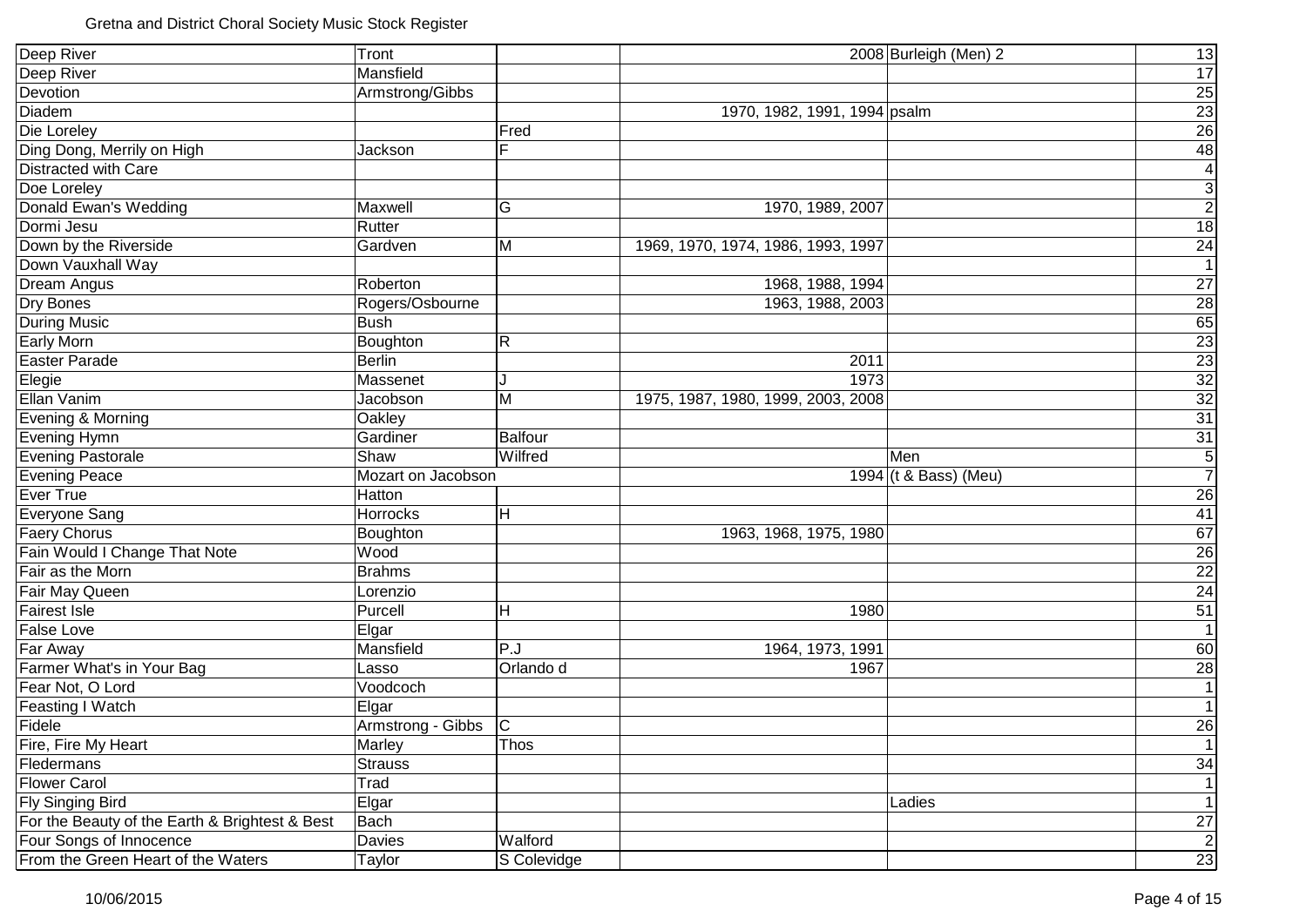Gretna and District Choral Society Music Stock Register

| | | | | | |
|---|---|---|---|---|---|
| Deep River | Tront | | 2008 | Burleigh (Men) 2 | 13 |
| Deep River | Mansfield | | | | 17 |
| Devotion | Armstrong/Gibbs | | | | 25 |
| Diadem | | | 1970, 1982, 1991, 1994 | psalm | 23 |
| Die Loreley | | Fred | | | 26 |
| Ding Dong, Merrily on High | Jackson | F | | | 48 |
| Distracted with Care | | | | | 4 |
| Doe Loreley | | | | | 3 |
| Donald Ewan's Wedding | Maxwell | G | 1970, 1989, 2007 | | 2 |
| Dormi Jesu | Rutter | | | | 18 |
| Down by the Riverside | Gardven | M | 1969, 1970, 1974, 1986, 1993, 1997 | | 24 |
| Down Vauxhall Way | | | | | 1 |
| Dream Angus | Roberton | | 1968, 1988, 1994 | | 27 |
| Dry Bones | Rogers/Osbourne | | 1963, 1988, 2003 | | 28 |
| During Music | Bush | | | | 65 |
| Early Morn | Boughton | R | | | 23 |
| Easter Parade | Berlin | | 2011 | | 23 |
| Elegie | Massenet | J | 1973 | | 32 |
| Ellan Vanim | Jacobson | M | 1975, 1987, 1980, 1999, 2003, 2008 | | 32 |
| Evening & Morning | Oakley | | | | 31 |
| Evening Hymn | Gardiner | Balfour | | | 31 |
| Evening Pastorale | Shaw | Wilfred | | Men | 5 |
| Evening Peace | Mozart on Jacobson | | 1994 | (t & Bass) (Meu) | 7 |
| Ever True | Hatton | | | | 26 |
| Everyone Sang | Horrocks | H | | | 41 |
| Faery Chorus | Boughton | | 1963, 1968, 1975, 1980 | | 67 |
| Fain Would I Change That Note | Wood | | | | 26 |
| Fair as the Morn | Brahms | | | | 22 |
| Fair May Queen | Lorenzio | | | | 24 |
| Fairest Isle | Purcell | H | 1980 | | 51 |
| False Love | Elgar | | | | 1 |
| Far Away | Mansfield | P.J | 1964, 1973, 1991 | | 60 |
| Farmer What's in Your Bag | Lasso | Orlando d | 1967 | | 28 |
| Fear Not, O Lord | Voodcoch | | | | 1 |
| Feasting I Watch | Elgar | | | | 1 |
| Fidele | Armstrong - Gibbs | C | | | 26 |
| Fire, Fire My Heart | Marley | Thos | | | 1 |
| Fledermans | Strauss | | | | 34 |
| Flower Carol | Trad | | | | 1 |
| Fly Singing Bird | Elgar | | | Ladies | 1 |
| For the Beauty of the Earth & Brightest & Best | Bach | | | | 27 |
| Four Songs of Innocence | Davies | Walford | | | 2 |
| From the Green Heart of the Waters | Taylor | S Colevidge | | | 23 |

10/06/2015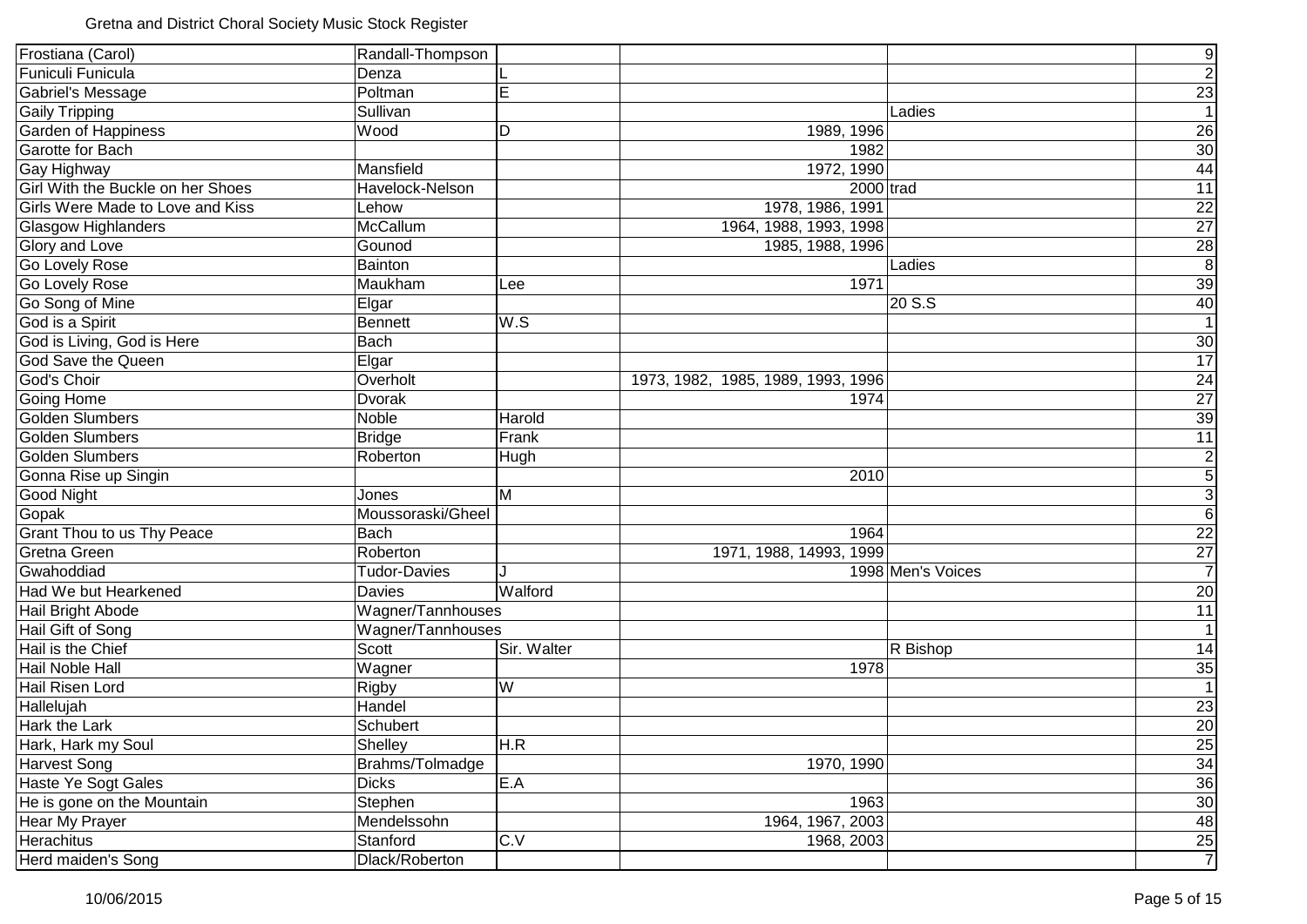Gretna and District Choral Society Music Stock Register

| | | | | | |
|---|---|---|---|---|---|
| Frostiana (Carol) | Randall-Thompson | | | | 9 |
| Funiculi Funicula | Denza | L | | | 2 |
| Gabriel's Message | Poltman | E | | | 23 |
| Gaily Tripping | Sullivan | | | Ladies | 1 |
| Garden of Happiness | Wood | D | 1989, 1996 | | 26 |
| Garotte for Bach | | | 1982 | | 30 |
| Gay Highway | Mansfield | | 1972, 1990 | | 44 |
| Girl With the Buckle on her Shoes | Havelock-Nelson | | 2000 | trad | 11 |
| Girls Were Made to Love and Kiss | Lehow | | 1978, 1986, 1991 | | 22 |
| Glasgow Highlanders | McCallum | | 1964, 1988, 1993, 1998 | | 27 |
| Glory and Love | Gounod | | 1985, 1988, 1996 | | 28 |
| Go Lovely Rose | Bainton | | | Ladies | 8 |
| Go Lovely Rose | Maukham | Lee | 1971 | | 39 |
| Go Song of Mine | Elgar | | | 20 S.S | 40 |
| God is a Spirit | Bennett | W.S | | | 1 |
| God is Living, God is Here | Bach | | | | 30 |
| God Save the Queen | Elgar | | | | 17 |
| God's Choir | Overholt | | 1973, 1982, 1985, 1989, 1993, 1996 | | 24 |
| Going Home | Dvorak | | 1974 | | 27 |
| Golden Slumbers | Noble | Harold | | | 39 |
| Golden Slumbers | Bridge | Frank | | | 11 |
| Golden Slumbers | Roberton | Hugh | | | 2 |
| Gonna Rise up Singin | | | 2010 | | 5 |
| Good Night | Jones | M | | | 3 |
| Gopak | Moussoraski/Gheel | | | | 6 |
| Grant Thou to us Thy Peace | Bach | | 1964 | | 22 |
| Gretna Green | Roberton | | 1971, 1988, 14993, 1999 | | 27 |
| Gwahoddiad | Tudor-Davies | J | 1998 | Men's Voices | 7 |
| Had We but Hearkened | Davies | Walford | | | 20 |
| Hail Bright Abode | Wagner/Tannhouses | | | | 11 |
| Hail Gift of Song | Wagner/Tannhouses | | | | 1 |
| Hail is the Chief | Scott | Sir. Walter | | R Bishop | 14 |
| Hail Noble Hall | Wagner | | 1978 | | 35 |
| Hail Risen Lord | Rigby | W | | | 1 |
| Hallelujah | Handel | | | | 23 |
| Hark the Lark | Schubert | | | | 20 |
| Hark, Hark my Soul | Shelley | H.R | | | 25 |
| Harvest Song | Brahms/Tolmadge | | 1970, 1990 | | 34 |
| Haste Ye Sogt Gales | Dicks | E.A | | | 36 |
| He is gone on the Mountain | Stephen | | 1963 | | 30 |
| Hear My Prayer | Mendelssohn | | 1964, 1967, 2003 | | 48 |
| Herachitus | Stanford | C.V | 1968, 2003 | | 25 |
| Herd maiden's Song | Dlack/Roberton | | | | 7 |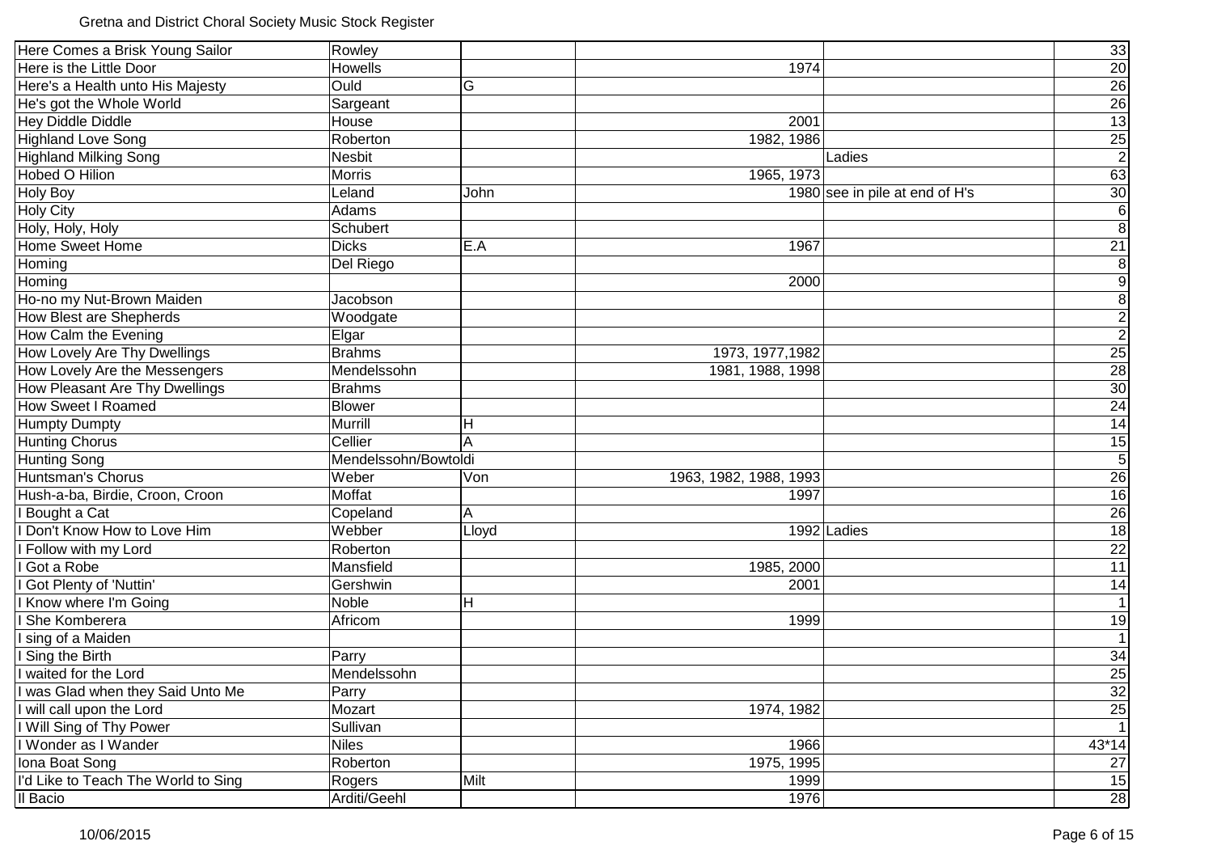Gretna and District Choral Society Music Stock Register

| | | | | | |
|---|---|---|---|---|---|
| Here Comes a Brisk Young Sailor | Rowley | | | | 33 |
| Here is the Little Door | Howells | | 1974 | | 20 |
| Here's a Health unto His Majesty | Ould | G | | | 26 |
| He's got the Whole World | Sargeant | | | | 26 |
| Hey Diddle Diddle | House | | 2001 | | 13 |
| Highland Love Song | Roberton | | 1982, 1986 | | 25 |
| Highland Milking Song | Nesbit | | | Ladies | 2 |
| Hobed O Hilion | Morris | | 1965, 1973 | | 63 |
| Holy Boy | Leland | John | 1980 | see in pile at end of H's | 30 |
| Holy City | Adams | | | | 6 |
| Holy, Holy, Holy | Schubert | | | | 8 |
| Home Sweet Home | Dicks | E.A | 1967 | | 21 |
| Homing | Del Riego | | | | 8 |
| Homing | | | 2000 | | 9 |
| Ho-no my Nut-Brown Maiden | Jacobson | | | | 8 |
| How Blest are Shepherds | Woodgate | | | | 2 |
| How Calm the Evening | Elgar | | | | 2 |
| How Lovely Are Thy Dwellings | Brahms | | 1973, 1977,1982 | | 25 |
| How Lovely Are the Messengers | Mendelssohn | | 1981, 1988, 1998 | | 28 |
| How Pleasant Are Thy Dwellings | Brahms | | | | 30 |
| How Sweet I Roamed | Blower | | | | 24 |
| Humpty Dumpty | Murrill | H | | | 14 |
| Hunting Chorus | Cellier | A | | | 15 |
| Hunting Song | Mendelssohn/Bowtoldi | | | | 5 |
| Huntsman's Chorus | Weber | Von | 1963, 1982, 1988, 1993 | | 26 |
| Hush-a-ba, Birdie, Croon, Croon | Moffat | | 1997 | | 16 |
| I Bought a Cat | Copeland | A | | | 26 |
| I Don't Know How to Love Him | Webber | Lloyd | 1992 | Ladies | 18 |
| I Follow with my Lord | Roberton | | | | 22 |
| I Got a Robe | Mansfield | | 1985, 2000 | | 11 |
| I Got Plenty of 'Nuttin' | Gershwin | | 2001 | | 14 |
| I Know where I'm Going | Noble | H | | | 1 |
| I She Komberera | Africom | | 1999 | | 19 |
| I sing of a Maiden | | | | | 1 |
| I Sing the Birth | Parry | | | | 34 |
| I waited for the Lord | Mendelssohn | | | | 25 |
| I was Glad when they Said Unto Me | Parry | | | | 32 |
| I will call upon the Lord | Mozart | | 1974, 1982 | | 25 |
| I Will Sing of Thy Power | Sullivan | | | | 1 |
| I Wonder as I Wander | Niles | | 1966 | | 43*14 |
| Iona Boat Song | Roberton | | 1975, 1995 | | 27 |
| I'd Like to Teach The World to Sing | Rogers | Milt | 1999 | | 15 |
| Il Bacio | Arditi/Geehl | | 1976 | | 28 |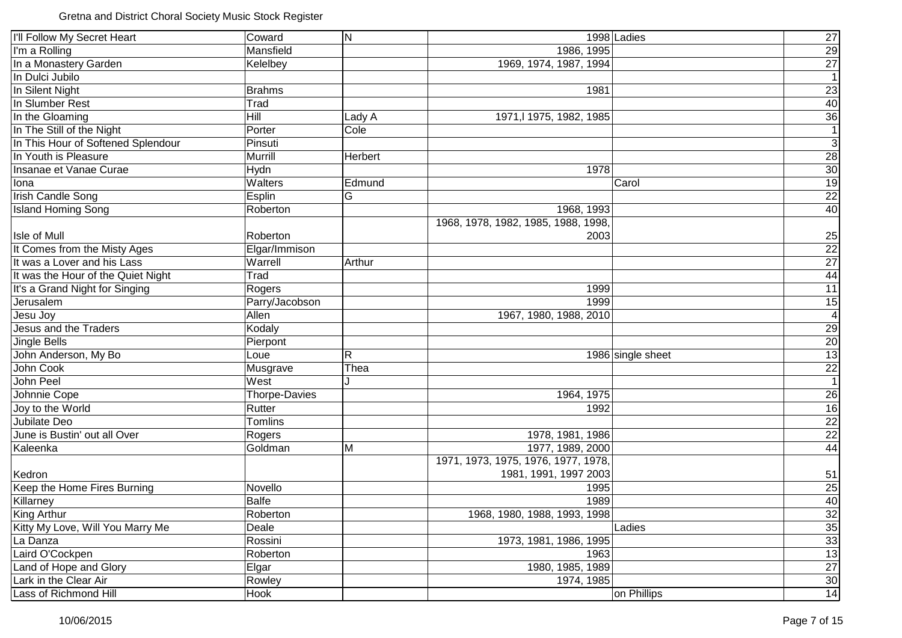Gretna and District Choral Society Music Stock Register

| Title | Composer | First Name | Years | Notes | Qty |
|---|---|---|---|---|---|
| I'll Follow My Secret Heart | Coward | N | 1998 | Ladies | 27 |
| I'm a Rolling | Mansfield | | 1986, 1995 | | 29 |
| In a Monastery Garden | Kelelbey | | 1969, 1974, 1987, 1994 | | 27 |
| In Dulci Jubilo | | | | | 1 |
| In Silent Night | Brahms | | 1981 | | 23 |
| In Slumber Rest | Trad | | | | 40 |
| In the Gloaming | Hill | Lady A | 1971,l 1975, 1982, 1985 | | 36 |
| In The Still of the Night | Porter | Cole | | | 1 |
| In This Hour of Softened Splendour | Pinsuti | | | | 3 |
| In Youth is Pleasure | Murrill | Herbert | | | 28 |
| Insanae et Vanae Curae | Hydn | | 1978 | | 30 |
| Iona | Walters | Edmund | | Carol | 19 |
| Irish Candle Song | Esplin | G | | | 22 |
| Island Homing Song | Roberton | | 1968, 1993 | | 40 |
| Isle of Mull | Roberton | | 1968, 1978, 1982, 1985, 1988, 1998, 2003 | | 25 |
| It Comes from the Misty Ages | Elgar/Immison | | | | 22 |
| It was a Lover and his Lass | Warrell | Arthur | | | 27 |
| It was the Hour of the Quiet Night | Trad | | | | 44 |
| It's a Grand Night for Singing | Rogers | | 1999 | | 11 |
| Jerusalem | Parry/Jacobson | | 1999 | | 15 |
| Jesu Joy | Allen | | 1967, 1980, 1988, 2010 | | 4 |
| Jesus and the Traders | Kodaly | | | | 29 |
| Jingle Bells | Pierpont | | | | 20 |
| John Anderson, My Bo | Loue | R | 1986 | single sheet | 13 |
| John Cook | Musgrave | Thea | | | 22 |
| John Peel | West | J | | | 1 |
| Johnnie Cope | Thorpe-Davies | | 1964, 1975 | | 26 |
| Joy to the World | Rutter | | 1992 | | 16 |
| Jubilate Deo | Tomlins | | | | 22 |
| June is Bustin' out all Over | Rogers | | 1978, 1981, 1986 | | 22 |
| Kaleenka | Goldman | M | 1977, 1989, 2000 | | 44 |
| Kedron | | | 1971, 1973, 1975, 1976, 1977, 1978, 1981, 1991, 1997 2003 | | 51 |
| Keep the Home Fires Burning | Novello | | 1995 | | 25 |
| Killarney | Balfe | | 1989 | | 40 |
| King Arthur | Roberton | | 1968, 1980, 1988, 1993, 1998 | | 32 |
| Kitty My Love, Will You Marry Me | Deale | | | Ladies | 35 |
| La Danza | Rossini | | 1973, 1981, 1986, 1995 | | 33 |
| Laird O'Cockpen | Roberton | | 1963 | | 13 |
| Land of Hope and Glory | Elgar | | 1980, 1985, 1989 | | 27 |
| Lark in the Clear Air | Rowley | | 1974, 1985 | | 30 |
| Lass of Richmond Hill | Hook | | | on Phillips | 14 |

10/06/2015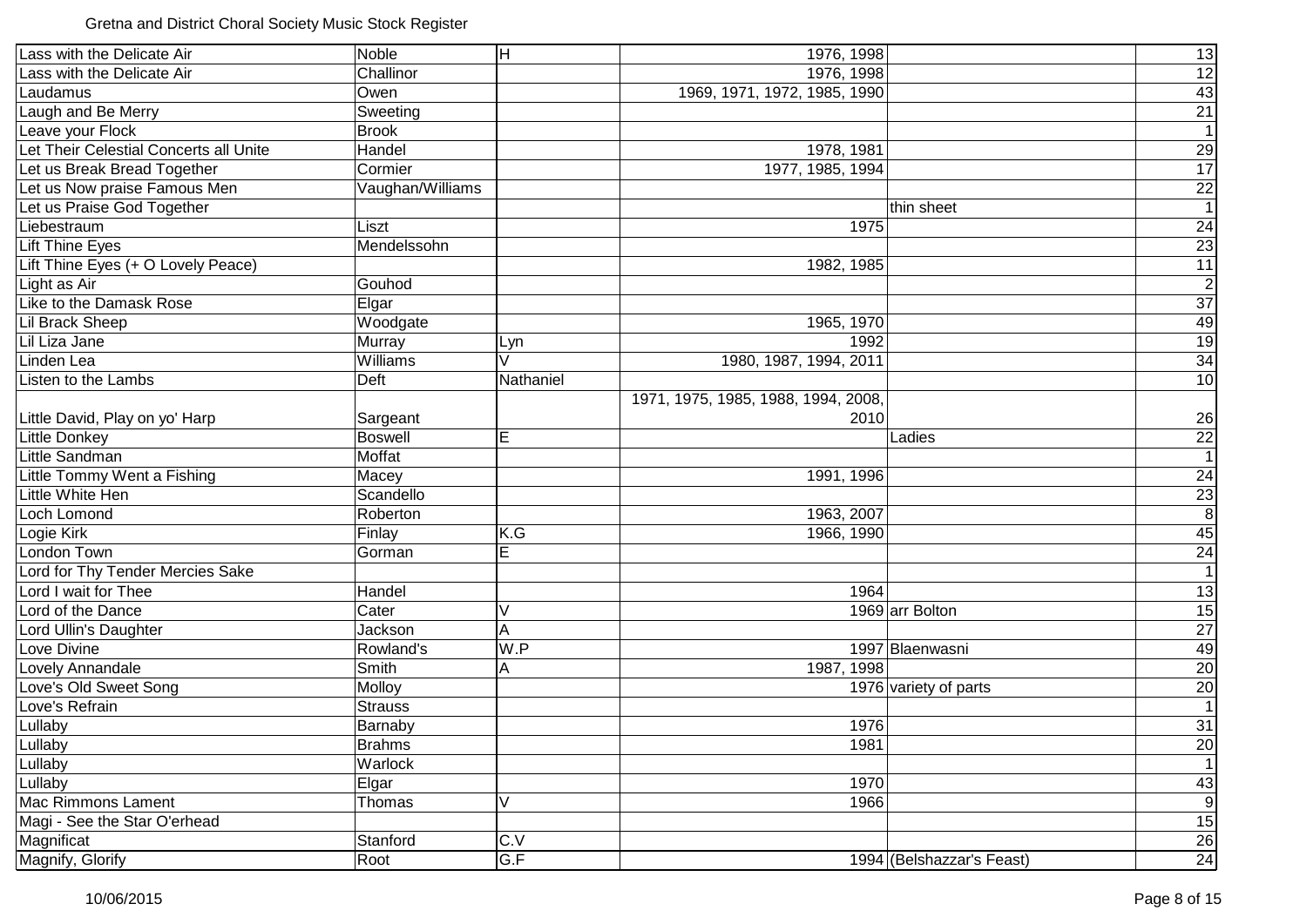Gretna and District Choral Society Music Stock Register

| | | | | | |
|---|---|---|---|---|---|
| Lass with the Delicate Air | Noble | H | 1976, 1998 | | 13 |
| Lass with the Delicate Air | Challinor | | 1976, 1998 | | 12 |
| Laudamus | Owen | | 1969, 1971, 1972, 1985, 1990 | | 43 |
| Laugh and Be Merry | Sweeting | | | | 21 |
| Leave your Flock | Brook | | | | 1 |
| Let Their Celestial Concerts all Unite | Handel | | 1978, 1981 | | 29 |
| Let us Break Bread Together | Cormier | | 1977, 1985, 1994 | | 17 |
| Let us Now praise Famous Men | Vaughan/Williams | | | | 22 |
| Let us Praise God Together | | | | thin sheet | 1 |
| Liebestraum | Liszt | | 1975 | | 24 |
| Lift Thine Eyes | Mendelssohn | | | | 23 |
| Lift Thine Eyes (+ O Lovely Peace) | | | 1982, 1985 | | 11 |
| Light as Air | Gouhod | | | | 2 |
| Like to the Damask Rose | Elgar | | | | 37 |
| Lil Brack Sheep | Woodgate | | 1965, 1970 | | 49 |
| Lil Liza Jane | Murray | Lyn | 1992 | | 19 |
| Linden Lea | Williams | V | 1980, 1987, 1994, 2011 | | 34 |
| Listen to the Lambs | Deft | Nathaniel | | | 10 |
| Little David, Play on yo' Harp | Sargeant | | 1971, 1975, 1985, 1988, 1994, 2008, 2010 | | 26 |
| Little Donkey | Boswell | E | | Ladies | 22 |
| Little Sandman | Moffat | | | | 1 |
| Little Tommy Went a Fishing | Macey | | 1991, 1996 | | 24 |
| Little White Hen | Scandello | | | | 23 |
| Loch Lomond | Roberton | | 1963, 2007 | | 8 |
| Logie Kirk | Finlay | K.G | 1966, 1990 | | 45 |
| London Town | Gorman | E | | | 24 |
| Lord for Thy Tender Mercies Sake | | | | | 1 |
| Lord I wait for Thee | Handel | | 1964 | | 13 |
| Lord of the Dance | Cater | V | 1969 | arr Bolton | 15 |
| Lord Ullin's Daughter | Jackson | A | | | 27 |
| Love Divine | Rowland's | W.P | 1997 | Blaenwasni | 49 |
| Lovely Annandale | Smith | A | 1987, 1998 | | 20 |
| Love's Old Sweet Song | Molloy | | 1976 | variety of parts | 20 |
| Love's Refrain | Strauss | | | | 1 |
| Lullaby | Barnaby | | 1976 | | 31 |
| Lullaby | Brahms | | 1981 | | 20 |
| Lullaby | Warlock | | | | 1 |
| Lullaby | Elgar | | 1970 | | 43 |
| Mac Rimmons Lament | Thomas | V | 1966 | | 9 |
| Magi - See the Star O'erhead | | | | | 15 |
| Magnificat | Stanford | C.V | | | 26 |
| Magnify, Glorify | Root | G.F | 1994 | (Belshazzar's Feast) | 24 |

10/06/2015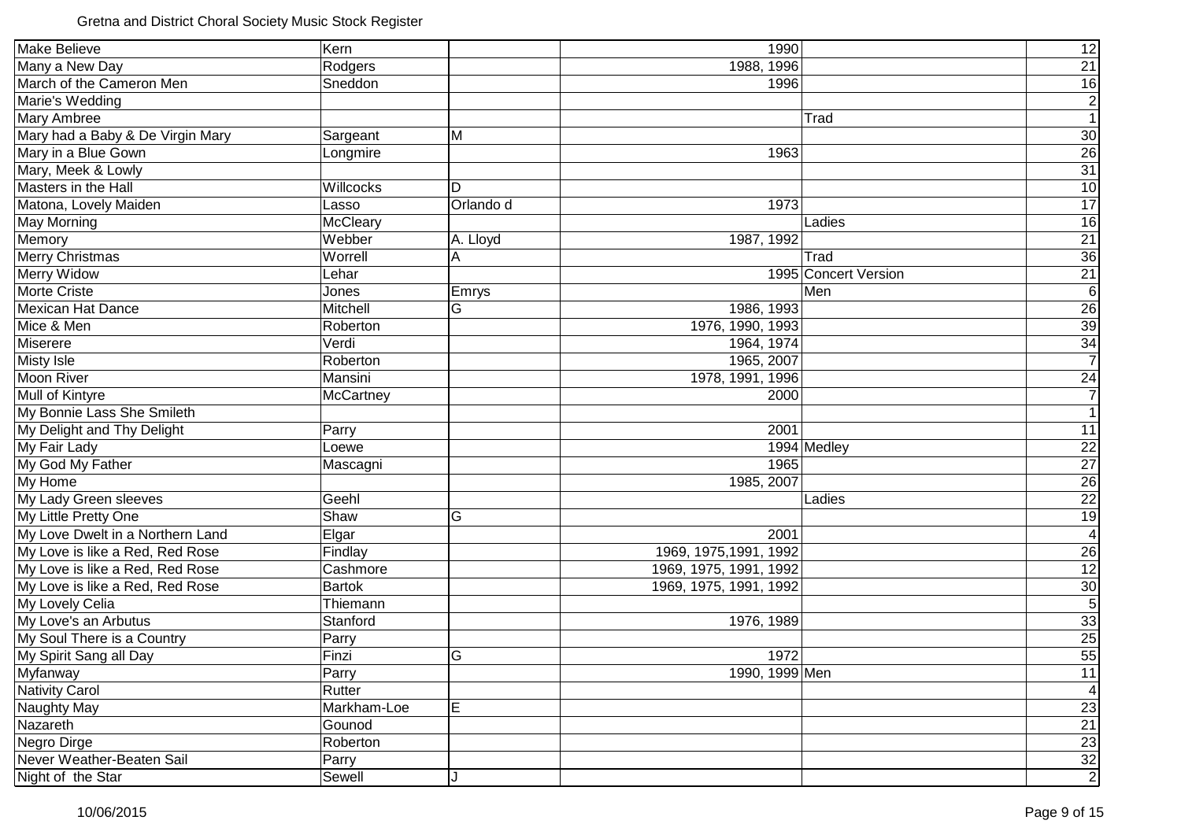Gretna and District Choral Society Music Stock Register

| | | | | | |
|---|---|---|---|---|---|
| Make Believe | Kern | | 1990 | | 12 |
| Many a New Day | Rodgers | | 1988, 1996 | | 21 |
| March of the Cameron Men | Sneddon | | 1996 | | 16 |
| Marie's Wedding | | | | | 2 |
| Mary Ambree | | | | Trad | 1 |
| Mary had a Baby & De Virgin Mary | Sargeant | M | | | 30 |
| Mary in a Blue Gown | Longmire | | 1963 | | 26 |
| Mary, Meek & Lowly | | | | | 31 |
| Masters in the Hall | Willcocks | D | | | 10 |
| Matona, Lovely Maiden | Lasso | Orlando d | 1973 | | 17 |
| May Morning | McCleary | | | Ladies | 16 |
| Memory | Webber | A. Lloyd | 1987, 1992 | | 21 |
| Merry Christmas | Worrell | A | | Trad | 36 |
| Merry Widow | Lehar | | 1995 | Concert Version | 21 |
| Morte Criste | Jones | Emrys | | Men | 6 |
| Mexican Hat Dance | Mitchell | G | 1986, 1993 | | 26 |
| Mice & Men | Roberton | | 1976, 1990, 1993 | | 39 |
| Miserere | Verdi | | 1964, 1974 | | 34 |
| Misty Isle | Roberton | | 1965, 2007 | | 7 |
| Moon River | Mansini | | 1978, 1991, 1996 | | 24 |
| Mull of Kintyre | McCartney | | 2000 | | 7 |
| My Bonnie Lass She Smileth | | | | | 1 |
| My Delight and Thy Delight | Parry | | 2001 | | 11 |
| My Fair Lady | Loewe | | 1994 | Medley | 22 |
| My God My Father | Mascagni | | 1965 | | 27 |
| My Home | | | 1985, 2007 | | 26 |
| My Lady Green sleeves | Geehl | | | Ladies | 22 |
| My Little Pretty One | Shaw | G | | | 19 |
| My Love Dwelt in a Northern Land | Elgar | | 2001 | | 4 |
| My Love is like a Red, Red Rose | Findlay | | 1969, 1975,1991, 1992 | | 26 |
| My Love is like a Red, Red Rose | Cashmore | | 1969, 1975, 1991, 1992 | | 12 |
| My Love is like a Red, Red Rose | Bartok | | 1969, 1975, 1991, 1992 | | 30 |
| My Lovely Celia | Thiemann | | | | 5 |
| My Love's an Arbutus | Stanford | | 1976, 1989 | | 33 |
| My Soul There is a Country | Parry | | | | 25 |
| My Spirit Sang all Day | Finzi | G | 1972 | | 55 |
| Myfanway | Parry | | 1990, 1999 | Men | 11 |
| Nativity Carol | Rutter | | | | 4 |
| Naughty May | Markham-Loe | E | | | 23 |
| Nazareth | Gounod | | | | 21 |
| Negro Dirge | Roberton | | | | 23 |
| Never Weather-Beaten Sail | Parry | | | | 32 |
| Night of the Star | Sewell | J | | | 2 |

10/06/2015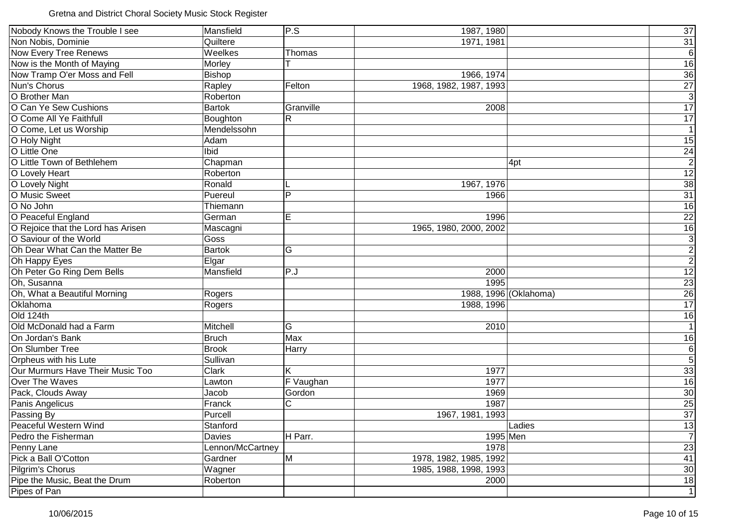Gretna and District Choral Society Music Stock Register

| | | | | | |
|---|---|---|---|---|---|
| Nobody Knows the Trouble I see | Mansfield | P.S | 1987, 1980 | | 37 |
| Non Nobis, Dominie | Quiltere | | 1971, 1981 | | 31 |
| Now Every Tree Renews | Weelkes | Thomas | | | 6 |
| Now is the Month of Maying | Morley | T | | | 16 |
| Now Tramp O'er Moss and Fell | Bishop | | 1966, 1974 | | 36 |
| Nun's Chorus | Rapley | Felton | 1968, 1982, 1987, 1993 | | 27 |
| O Brother Man | Roberton | | | | 3 |
| O Can Ye Sew Cushions | Bartok | Granville | 2008 | | 17 |
| O Come All Ye Faithfull | Boughton | R | | | 17 |
| O Come, Let us Worship | Mendelssohn | | | | 1 |
| O Holy Night | Adam | | | | 15 |
| O Little One | Ibid | | | | 24 |
| O Little Town of Bethlehem | Chapman | | | 4pt | 2 |
| O Lovely Heart | Roberton | | | | 12 |
| O Lovely Night | Ronald | L | 1967, 1976 | | 38 |
| O Music Sweet | Puereul | P | 1966 | | 31 |
| O No John | Thiemann | | | | 16 |
| O Peaceful England | German | E | 1996 | | 22 |
| O Rejoice that the Lord has Arisen | Mascagni | | 1965, 1980, 2000, 2002 | | 16 |
| O Saviour of the World | Goss | | | | 3 |
| Oh Dear What Can the Matter Be | Bartok | G | | | 2 |
| Oh Happy Eyes | Elgar | | | | 2 |
| Oh Peter Go Ring Dem Bells | Mansfield | P.J | 2000 | | 12 |
| Oh, Susanna | | | 1995 | | 23 |
| Oh, What a Beautiful Morning | Rogers | | 1988, 1996 | (Oklahoma) | 26 |
| Oklahoma | Rogers | | 1988, 1996 | | 17 |
| Old 124th | | | | | 16 |
| Old McDonald had a Farm | Mitchell | G | 2010 | | 1 |
| On Jordan's Bank | Bruch | Max | | | 16 |
| On Slumber Tree | Brook | Harry | | | 6 |
| Orpheus with his Lute | Sullivan | | | | 5 |
| Our Murmurs Have Their Music Too | Clark | K | 1977 | | 33 |
| Over The Waves | Lawton | F Vaughan | 1977 | | 16 |
| Pack, Clouds Away | Jacob | Gordon | 1969 | | 30 |
| Panis Angelicus | Franck | C | 1987 | | 25 |
| Passing By | Purcell | | 1967, 1981, 1993 | | 37 |
| Peaceful Western Wind | Stanford | | | Ladies | 13 |
| Pedro the Fisherman | Davies | H Parr. | 1995 | Men | 7 |
| Penny Lane | Lennon/McCartney | | 1978 | | 23 |
| Pick a Ball O'Cotton | Gardner | M | 1978, 1982, 1985, 1992 | | 41 |
| Pilgrim's Chorus | Wagner | | 1985, 1988, 1998, 1993 | | 30 |
| Pipe the Music, Beat the Drum | Roberton | | 2000 | | 18 |
| Pipes of Pan | | | | | 1 |

10/06/2015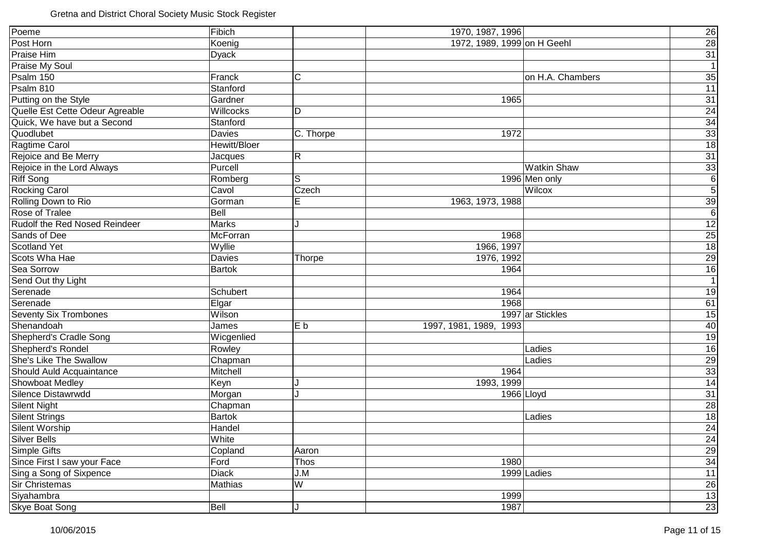Gretna and District Choral Society Music Stock Register

| | | | | | |
|---|---|---|---|---|---|
| Poeme | Fibich | | 1970, 1987, 1996 | | 26 |
| Post Horn | Koenig | | 1972, 1989, 1999 | on H Geehl | 28 |
| Praise Him | Dyack | | | | 31 |
| Praise My Soul | | | | | 1 |
| Psalm 150 | Franck | C | | on H.A. Chambers | 35 |
| Psalm 810 | Stanford | | | | 11 |
| Putting on the Style | Gardner | | 1965 | | 31 |
| Quelle Est Cette Odeur Agreable | Willcocks | D | | | 24 |
| Quick, We have but a Second | Stanford | | | | 34 |
| Quodlubet | Davies | C. Thorpe | 1972 | | 33 |
| Ragtime Carol | Hewitt/Bloer | | | | 18 |
| Rejoice and Be Merry | Jacques | R | | | 31 |
| Rejoice in the Lord Always | Purcell | | | Watkin Shaw | 33 |
| Riff Song | Romberg | S | 1996 | Men only | 6 |
| Rocking Carol | Cavol | Czech | | Wilcox | 5 |
| Rolling Down to Rio | Gorman | E | 1963, 1973, 1988 | | 39 |
| Rose of Tralee | Bell | | | | 6 |
| Rudolf the Red Nosed Reindeer | Marks | J | | | 12 |
| Sands of Dee | McForran | | 1968 | | 25 |
| Scotland Yet | Wyllie | | 1966, 1997 | | 18 |
| Scots Wha Hae | Davies | Thorpe | 1976, 1992 | | 29 |
| Sea Sorrow | Bartok | | 1964 | | 16 |
| Send Out thy Light | | | | | 1 |
| Serenade | Schubert | | 1964 | | 19 |
| Serenade | Elgar | | 1968 | | 61 |
| Seventy Six Trombones | Wilson | | 1997 | ar Stickles | 15 |
| Shenandoah | James | E b | 1997, 1981, 1989, 1993 | | 40 |
| Shepherd's Cradle Song | Wicgenlied | | | | 19 |
| Shepherd's Rondel | Rowley | | | Ladies | 16 |
| She's Like The Swallow | Chapman | | | Ladies | 29 |
| Should Auld Acquaintance | Mitchell | | 1964 | | 33 |
| Showboat Medley | Keyn | J | 1993, 1999 | | 14 |
| Silence Distawrwdd | Morgan | J | 1966 | Lloyd | 31 |
| Silent Night | Chapman | | | | 28 |
| Silent Strings | Bartok | | | Ladies | 18 |
| Silent Worship | Handel | | | | 24 |
| Silver Bells | White | | | | 24 |
| Simple Gifts | Copland | Aaron | | | 29 |
| Since First I saw your Face | Ford | Thos | 1980 | | 34 |
| Sing a Song of Sixpence | Diack | J.M | 1999 | Ladies | 11 |
| Sir Christemas | Mathias | W | | | 26 |
| Siyahambra | | | 1999 | | 13 |
| Skye Boat Song | Bell | J | 1987 | | 23 |

10/06/2015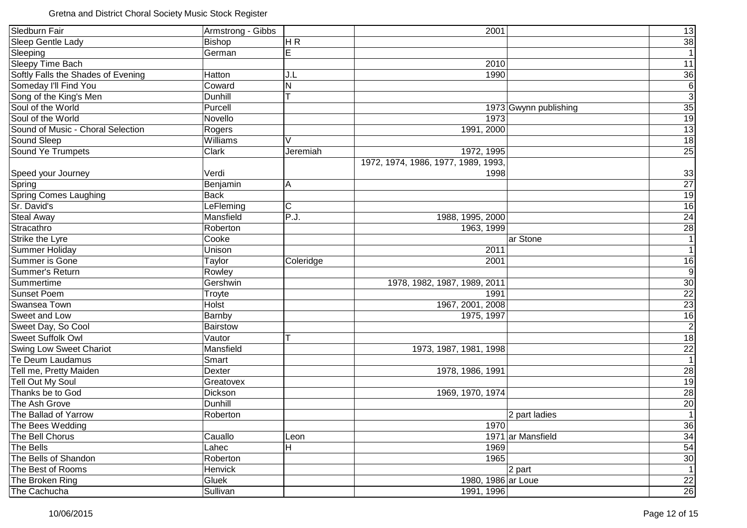Gretna and District Choral Society Music Stock Register

| | | | | | |
|---|---|---|---|---|---|
| Sledburn Fair | Armstrong - Gibbs | | 2001 | | 13 |
| Sleep Gentle Lady | Bishop | H R | | | 38 |
| Sleeping | German | E | | | 1 |
| Sleepy Time Bach | | | 2010 | | 11 |
| Softly Falls the Shades of Evening | Hatton | J.L | 1990 | | 36 |
| Someday I'll Find You | Coward | N | | | 6 |
| Song of the King's Men | Dunhill | T | | | 3 |
| Soul of the World | Purcell | | 1973 | Gwynn publishing | 35 |
| Soul of the World | Novello | | 1973 | | 19 |
| Sound of Music - Choral Selection | Rogers | | 1991, 2000 | | 13 |
| Sound Sleep | Williams | V | | | 18 |
| Sound Ye Trumpets | Clark | Jeremiah | 1972, 1995 | | 25 |
| Speed your Journey | Verdi | | 1972, 1974, 1986, 1977, 1989, 1993, 1998 | | 33 |
| Spring | Benjamin | A | | | 27 |
| Spring Comes Laughing | Back | | | | 19 |
| Sr. David's | LeFleming | C | | | 16 |
| Steal Away | Mansfield | P.J. | 1988, 1995, 2000 | | 24 |
| Stracathro | Roberton | | 1963, 1999 | | 28 |
| Strike the Lyre | Cooke | | | ar Stone | 1 |
| Summer Holiday | Unison | | 2011 | | 1 |
| Summer is Gone | Taylor | Coleridge | 2001 | | 16 |
| Summer's Return | Rowley | | | | 9 |
| Summertime | Gershwin | | 1978, 1982, 1987, 1989, 2011 | | 30 |
| Sunset Poem | Troyte | | 1991 | | 22 |
| Swansea Town | Holst | | 1967, 2001, 2008 | | 23 |
| Sweet and Low | Barnby | | 1975, 1997 | | 16 |
| Sweet Day, So Cool | Bairstow | | | | 2 |
| Sweet Suffolk Owl | Vautor | T | | | 18 |
| Swing Low Sweet Chariot | Mansfield | | 1973, 1987, 1981, 1998 | | 22 |
| Te Deum Laudamus | Smart | | | | 1 |
| Tell me, Pretty Maiden | Dexter | | 1978, 1986, 1991 | | 28 |
| Tell Out My Soul | Greatovex | | | | 19 |
| Thanks be to God | Dickson | | 1969, 1970, 1974 | | 28 |
| The Ash Grove | Dunhill | | | | 20 |
| The Ballad of Yarrow | Roberton | | | 2 part ladies | 1 |
| The Bees Wedding | | | 1970 | | 36 |
| The Bell Chorus | Cauallo | Leon | 1971 | ar Mansfield | 34 |
| The Bells | Lahec | H | 1969 | | 54 |
| The Bells of Shandon | Roberton | | 1965 | | 30 |
| The Best of Rooms | Henvick | | | 2 part | 1 |
| The Broken Ring | Gluek | | 1980, 1986 | ar Loue | 22 |
| The Cachucha | Sullivan | | 1991, 1996 | | 26 |

10/06/2015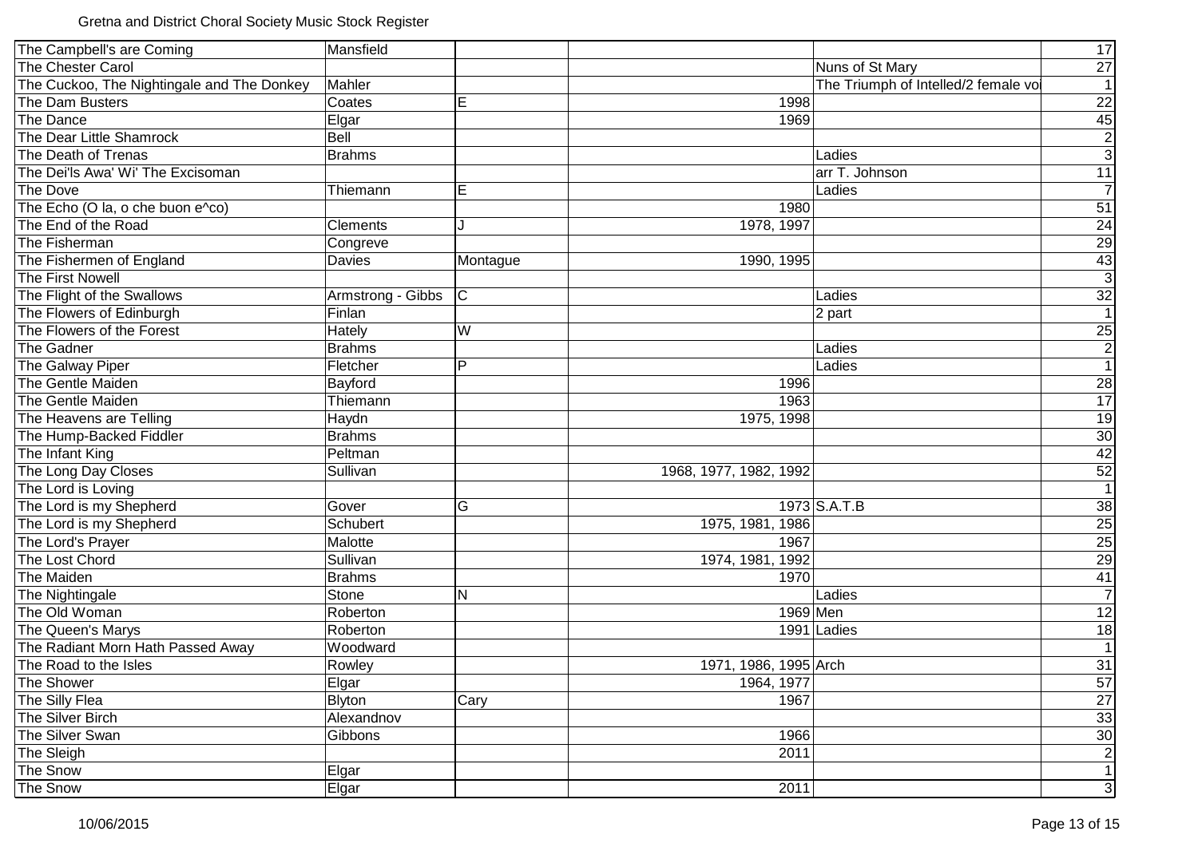Gretna and District Choral Society Music Stock Register

| | | | | | |
|---|---|---|---|---|---|
| The Campbell's are Coming | Mansfield | | | | 17 |
| The Chester Carol | | | | Nuns of St Mary | 27 |
| The Cuckoo, The Nightingale and The Donkey | Mahler | | | The Triumph of Intelled/2 female vo | 1 |
| The Dam Busters | Coates | E | 1998 | | 22 |
| The Dance | Elgar | | 1969 | | 45 |
| The Dear Little Shamrock | Bell | | | | 2 |
| The Death of Trenas | Brahms | | | Ladies | 3 |
| The Dei'ls Awa' Wi' The Excisoman | | | | arr T. Johnson | 11 |
| The Dove | Thiemann | E | | Ladies | 7 |
| The Echo (O la, o che buon e^co) | | | 1980 | | 51 |
| The End of the Road | Clements | J | 1978, 1997 | | 24 |
| The Fisherman | Congreve | | | | 29 |
| The Fishermen of England | Davies | Montague | 1990, 1995 | | 43 |
| The First Nowell | | | | | 3 |
| The Flight of the Swallows | Armstrong - Gibbs | C | | Ladies | 32 |
| The Flowers of Edinburgh | Finlan | | | 2 part | 1 |
| The Flowers of the Forest | Hately | W | | | 25 |
| The Gadner | Brahms | | | Ladies | 2 |
| The Galway Piper | Fletcher | P | | Ladies | 1 |
| The Gentle Maiden | Bayford | | 1996 | | 28 |
| The Gentle Maiden | Thiemann | | 1963 | | 17 |
| The Heavens are Telling | Haydn | | 1975, 1998 | | 19 |
| The Hump-Backed Fiddler | Brahms | | | | 30 |
| The Infant King | Peltman | | | | 42 |
| The Long Day Closes | Sullivan | | 1968, 1977, 1982, 1992 | | 52 |
| The Lord is Loving | | | | | 1 |
| The Lord is my Shepherd | Gover | G | 1973 | S.A.T.B | 38 |
| The Lord is my Shepherd | Schubert | | 1975, 1981, 1986 | | 25 |
| The Lord's Prayer | Malotte | | 1967 | | 25 |
| The Lost Chord | Sullivan | | 1974, 1981, 1992 | | 29 |
| The Maiden | Brahms | | 1970 | | 41 |
| The Nightingale | Stone | N | | Ladies | 7 |
| The Old Woman | Roberton | | 1969 | Men | 12 |
| The Queen's Marys | Roberton | | 1991 | Ladies | 18 |
| The Radiant Morn Hath Passed Away | Woodward | | | | 1 |
| The Road to the Isles | Rowley | | 1971, 1986, 1995 | Arch | 31 |
| The Shower | Elgar | | 1964, 1977 | | 57 |
| The Silly Flea | Blyton | Cary | 1967 | | 27 |
| The Silver Birch | Alexandnov | | | | 33 |
| The Silver Swan | Gibbons | | 1966 | | 30 |
| The Sleigh | | | 2011 | | 2 |
| The Snow | Elgar | | | | 1 |
| The Snow | Elgar | | 2011 | | 3 |

10/06/2015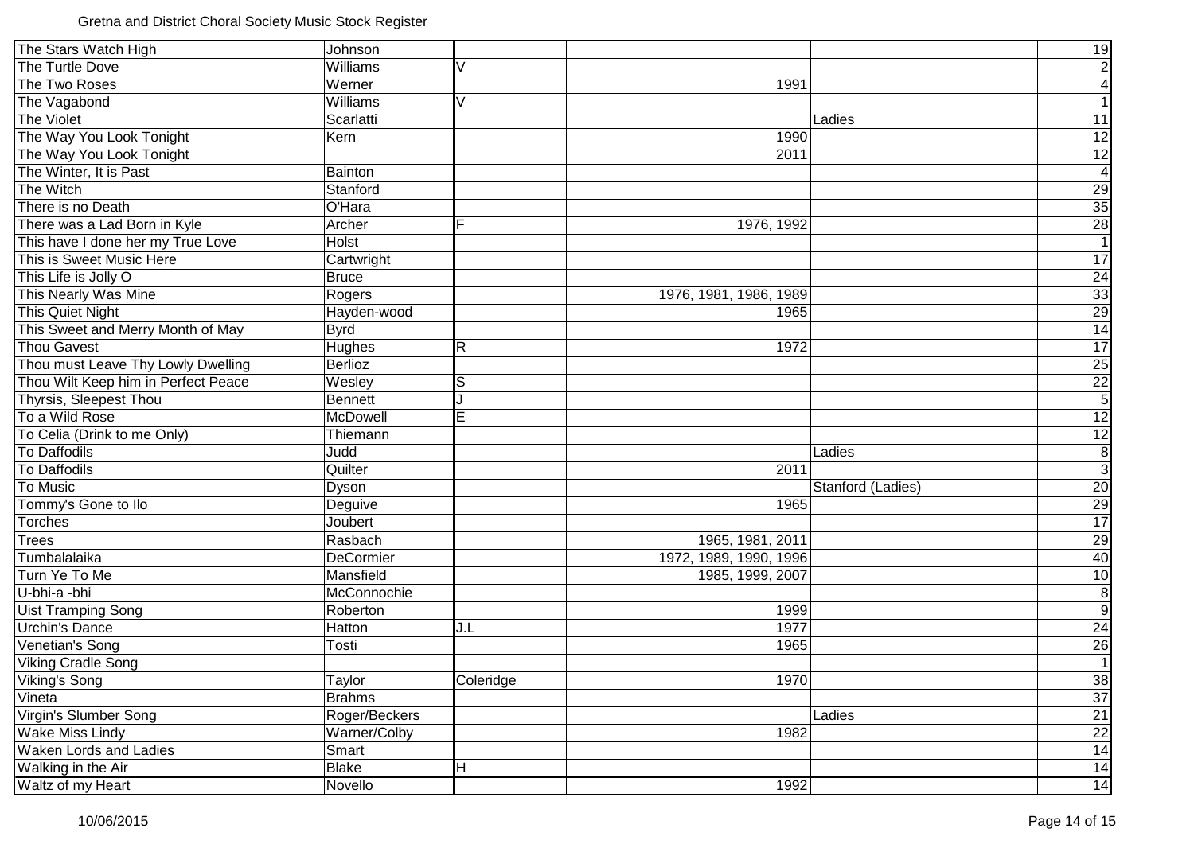Gretna and District Choral Society Music Stock Register

| | | | | | |
|---|---|---|---|---|---|
| The Stars Watch High | Johnson | | | | 19 |
| The Turtle Dove | Williams | V | | | 2 |
| The Two Roses | Werner | | 1991 | | 4 |
| The Vagabond | Williams | V | | | 1 |
| The Violet | Scarlatti | | | Ladies | 11 |
| The Way You Look Tonight | Kern | | 1990 | | 12 |
| The Way You Look Tonight | | | 2011 | | 12 |
| The Winter, It is Past | Bainton | | | | 4 |
| The Witch | Stanford | | | | 29 |
| There is no Death | O'Hara | | | | 35 |
| There was a Lad Born in Kyle | Archer | F | 1976, 1992 | | 28 |
| This have I done her my True Love | Holst | | | | 1 |
| This is Sweet Music Here | Cartwright | | | | 17 |
| This Life is Jolly O | Bruce | | | | 24 |
| This Nearly Was Mine | Rogers | | 1976, 1981, 1986, 1989 | | 33 |
| This Quiet Night | Hayden-wood | | 1965 | | 29 |
| This Sweet and Merry Month of May | Byrd | | | | 14 |
| Thou Gavest | Hughes | R | 1972 | | 17 |
| Thou must Leave Thy Lowly Dwelling | Berlioz | | | | 25 |
| Thou Wilt Keep him in Perfect Peace | Wesley | S | | | 22 |
| Thyrsis, Sleepest Thou | Bennett | J | | | 5 |
| To a Wild Rose | McDowell | E | | | 12 |
| To Celia (Drink to me Only) | Thiemann | | | | 12 |
| To Daffodils | Judd | | | Ladies | 8 |
| To Daffodils | Quilter | | 2011 | | 3 |
| To Music | Dyson | | | Stanford (Ladies) | 20 |
| Tommy's Gone to Ilo | Deguive | | 1965 | | 29 |
| Torches | Joubert | | | | 17 |
| Trees | Rasbach | | 1965, 1981, 2011 | | 29 |
| Tumbalalaika | DeCormier | | 1972, 1989, 1990, 1996 | | 40 |
| Turn Ye To Me | Mansfield | | 1985, 1999, 2007 | | 10 |
| U-bhi-a -bhi | McConnochie | | | | 8 |
| Uist Tramping Song | Roberton | | 1999 | | 9 |
| Urchin's Dance | Hatton | J.L | 1977 | | 24 |
| Venetian's Song | Tosti | | 1965 | | 26 |
| Viking Cradle Song | | | | | 1 |
| Viking's Song | Taylor | Coleridge | 1970 | | 38 |
| Vineta | Brahms | | | | 37 |
| Virgin's Slumber Song | Roger/Beckers | | | Ladies | 21 |
| Wake Miss Lindy | Warner/Colby | | 1982 | | 22 |
| Waken Lords and Ladies | Smart | | | | 14 |
| Walking in the Air | Blake | H | | | 14 |
| Waltz of my Heart | Novello | | 1992 | | 14 |

10/06/2015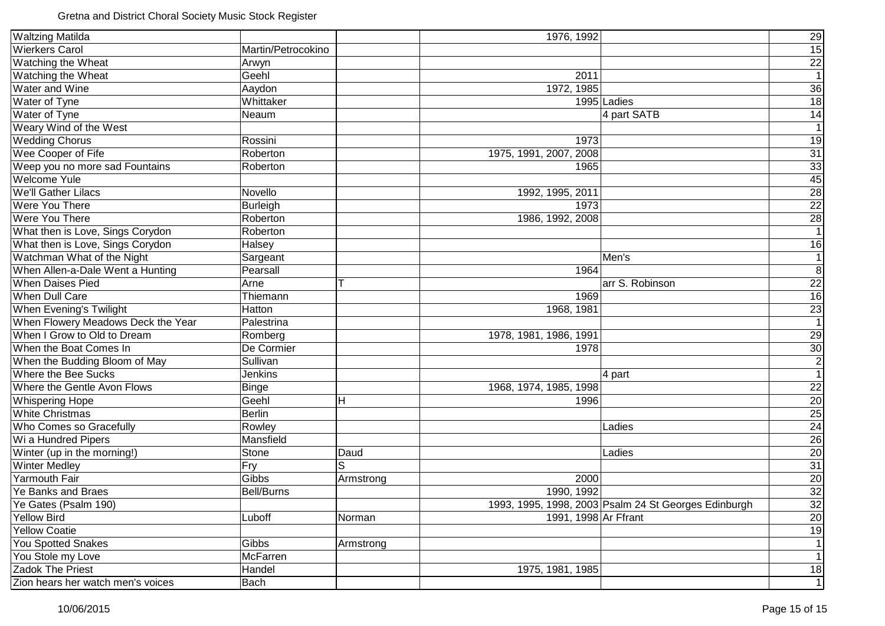Gretna and District Choral Society Music Stock Register

| | | | | | |
|---|---|---|---|---|---|
| Waltzing Matilda | | | 1976, 1992 | | 29 |
| Wierkers Carol | Martin/Petrocokino | | | | 15 |
| Watching the Wheat | Arwyn | | | | 22 |
| Watching the Wheat | Geehl | | 2011 | | 1 |
| Water and Wine | Aaydon | | 1972, 1985 | | 36 |
| Water of Tyne | Whittaker | | 1995 | Ladies | 18 |
| Water of Tyne | Neaum | | | 4 part SATB | 14 |
| Weary Wind of the West | | | | | 1 |
| Wedding Chorus | Rossini | | 1973 | | 19 |
| Wee Cooper of Fife | Roberton | | 1975, 1991, 2007, 2008 | | 31 |
| Weep you no more sad Fountains | Roberton | | 1965 | | 33 |
| Welcome Yule | | | | | 45 |
| We'll Gather Lilacs | Novello | | 1992, 1995, 2011 | | 28 |
| Were You There | Burleigh | | 1973 | | 22 |
| Were You There | Roberton | | 1986, 1992, 2008 | | 28 |
| What then is Love, Sings Corydon | Roberton | | | | 1 |
| What then is Love, Sings Corydon | Halsey | | | | 16 |
| Watchman What of the Night | Sargeant | | | Men's | 1 |
| When Allen-a-Dale Went a Hunting | Pearsall | | 1964 | | 8 |
| When Daises Pied | Arne | T | | arr S. Robinson | 22 |
| When Dull Care | Thiemann | | 1969 | | 16 |
| When Evening's Twilight | Hatton | | 1968, 1981 | | 23 |
| When Flowery Meadows Deck the Year | Palestrina | | | | 1 |
| When I Grow to Old to Dream | Romberg | | 1978, 1981, 1986, 1991 | | 29 |
| When the Boat Comes In | De Cormier | | 1978 | | 30 |
| When the Budding Bloom of May | Sullivan | | | | 2 |
| Where the Bee Sucks | Jenkins | | | 4 part | 1 |
| Where the Gentle Avon Flows | Binge | | 1968, 1974, 1985, 1998 | | 22 |
| Whispering Hope | Geehl | H | 1996 | | 20 |
| White Christmas | Berlin | | | | 25 |
| Who Comes so Gracefully | Rowley | | | Ladies | 24 |
| Wi a Hundred Pipers | Mansfield | | | | 26 |
| Winter (up in the morning!) | Stone | Daud | | Ladies | 20 |
| Winter Medley | Fry | S | | | 31 |
| Yarmouth Fair | Gibbs | Armstrong | 2000 | | 20 |
| Ye Banks and Braes | Bell/Burns | | 1990, 1992 | | 32 |
| Ye Gates (Psalm 190) | | | 1993, 1995, 1998, 2003 | Psalm 24 St Georges Edinburgh | 32 |
| Yellow Bird | Luboff | Norman | 1991, 1998 | Ar Ffrant | 20 |
| Yellow Coatie | | | | | 19 |
| You Spotted Snakes | Gibbs | Armstrong | | | 1 |
| You Stole my Love | McFarren | | | | 1 |
| Zadok The Priest | Handel | | 1975, 1981, 1985 | | 18 |
| Zion hears her watch men's voices | Bach | | | | 1 |

10/06/2015